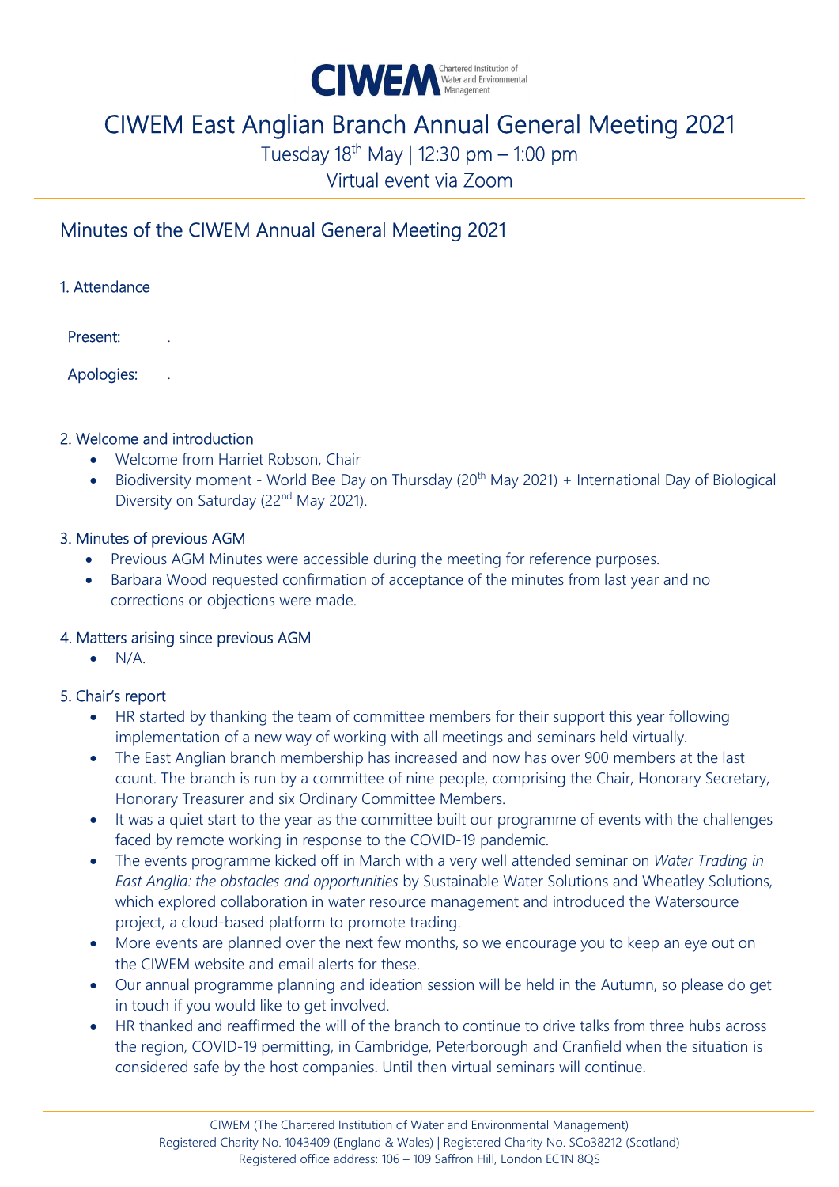CIWEM Chartered Institution of Water and Environmental Management

# CIWEM East Anglian Branch Annual General Meeting 2021

Tuesday 18th May | 12:30 pm – 1:00 pm

Virtual event via Zoom

## Minutes of the CIWEM Annual General Meeting 2021

### 1. Attendance

Present: .

Apologies: .

### 2. Welcome and introduction

- Welcome from Harriet Robson, Chair
- Biodiversity moment - World Bee Day on Thursday (20th May 2021) + International Day of Biological Diversity on Saturday (22nd May 2021).

### 3. Minutes of previous AGM

- Previous AGM Minutes were accessible during the meeting for reference purposes.
- Barbara Wood requested confirmation of acceptance of the minutes from last year and no corrections or objections were made.

### 4. Matters arising since previous AGM

- N/A.

### 5. Chair's report

- HR started by thanking the team of committee members for their support this year following implementation of a new way of working with all meetings and seminars held virtually.
- The East Anglian branch membership has increased and now has over 900 members at the last count. The branch is run by a committee of nine people, comprising the Chair, Honorary Secretary, Honorary Treasurer and six Ordinary Committee Members.
- It was a quiet start to the year as the committee built our programme of events with the challenges faced by remote working in response to the COVID-19 pandemic.
- The events programme kicked off in March with a very well attended seminar on *Water Trading in East Anglia: the obstacles and opportunities* by Sustainable Water Solutions and Wheatley Solutions, which explored collaboration in water resource management and introduced the Watersource project, a cloud-based platform to promote trading.
- More events are planned over the next few months, so we encourage you to keep an eye out on the CIWEM website and email alerts for these.
- Our annual programme planning and ideation session will be held in the Autumn, so please do get in touch if you would like to get involved.
- HR thanked and reaffirmed the will of the branch to continue to drive talks from three hubs across the region, COVID-19 permitting, in Cambridge, Peterborough and Cranfield when the situation is considered safe by the host companies. Until then virtual seminars will continue.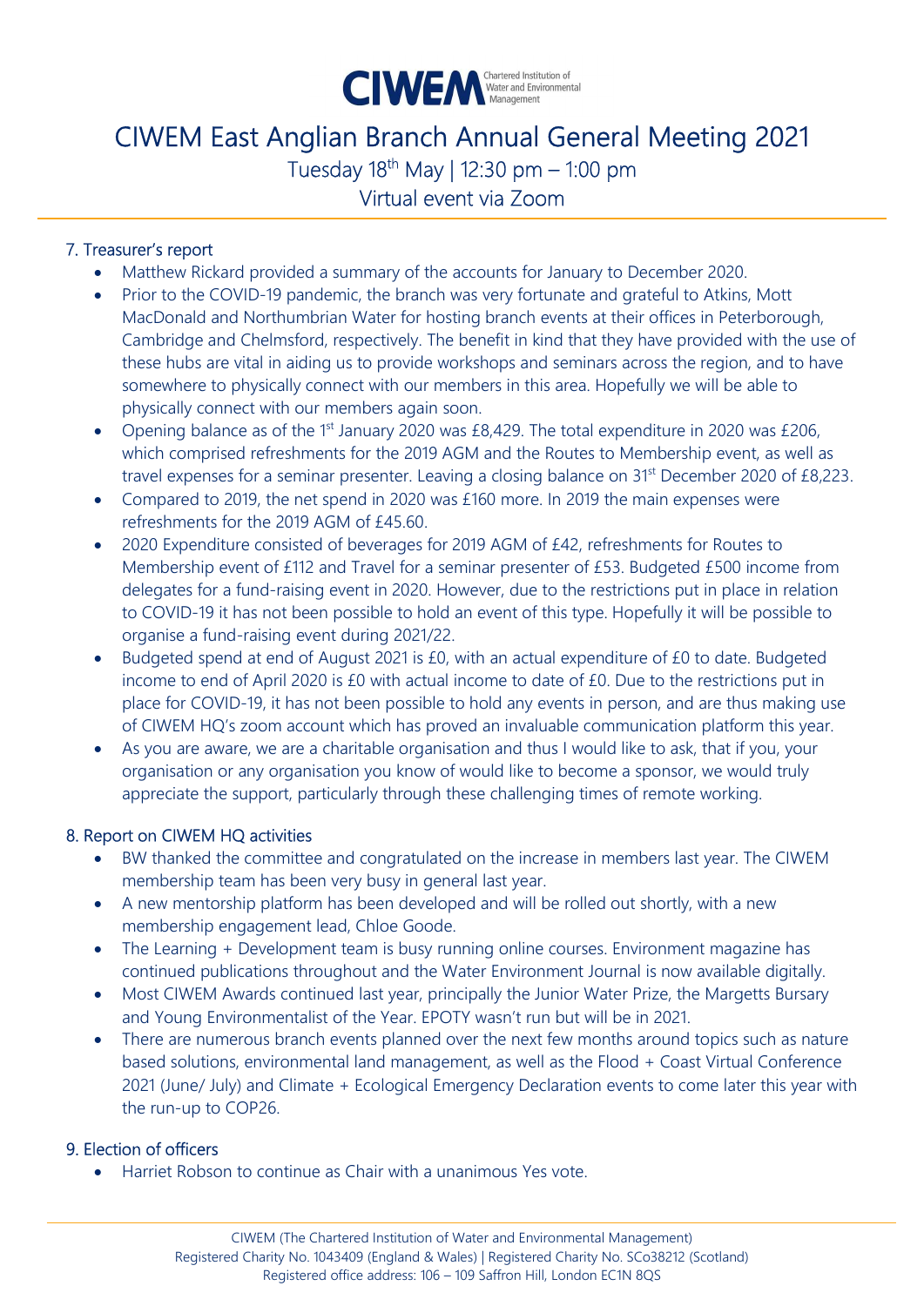# CIWEM East Anglian Branch Annual General Meeting 2021

Tuesday 18th May | 12:30 pm – 1:00 pm

Virtual event via Zoom

## 7. Treasurer's report

- Matthew Rickard provided a summary of the accounts for January to December 2020.
- Prior to the COVID-19 pandemic, the branch was very fortunate and grateful to Atkins, Mott MacDonald and Northumbrian Water for hosting branch events at their offices in Peterborough, Cambridge and Chelmsford, respectively. The benefit in kind that they have provided with the use of these hubs are vital in aiding us to provide workshops and seminars across the region, and to have somewhere to physically connect with our members in this area. Hopefully we will be able to physically connect with our members again soon.
- Opening balance as of the 1st January 2020 was £8,429. The total expenditure in 2020 was £206, which comprised refreshments for the 2019 AGM and the Routes to Membership event, as well as travel expenses for a seminar presenter. Leaving a closing balance on 31st December 2020 of £8,223.
- Compared to 2019, the net spend in 2020 was £160 more. In 2019 the main expenses were refreshments for the 2019 AGM of £45.60.
- 2020 Expenditure consisted of beverages for 2019 AGM of £42, refreshments for Routes to Membership event of £112 and Travel for a seminar presenter of £53. Budgeted £500 income from delegates for a fund-raising event in 2020. However, due to the restrictions put in place in relation to COVID-19 it has not been possible to hold an event of this type. Hopefully it will be possible to organise a fund-raising event during 2021/22.
- Budgeted spend at end of August 2021 is £0, with an actual expenditure of £0 to date. Budgeted income to end of April 2020 is £0 with actual income to date of £0. Due to the restrictions put in place for COVID-19, it has not been possible to hold any events in person, and are thus making use of CIWEM HQ's zoom account which has proved an invaluable communication platform this year.
- As you are aware, we are a charitable organisation and thus I would like to ask, that if you, your organisation or any organisation you know of would like to become a sponsor, we would truly appreciate the support, particularly through these challenging times of remote working.

## 8. Report on CIWEM HQ activities

- BW thanked the committee and congratulated on the increase in members last year. The CIWEM membership team has been very busy in general last year.
- A new mentorship platform has been developed and will be rolled out shortly, with a new membership engagement lead, Chloe Goode.
- The Learning + Development team is busy running online courses. Environment magazine has continued publications throughout and the Water Environment Journal is now available digitally.
- Most CIWEM Awards continued last year, principally the Junior Water Prize, the Margetts Bursary and Young Environmentalist of the Year. EPOTY wasn't run but will be in 2021.
- There are numerous branch events planned over the next few months around topics such as nature based solutions, environmental land management, as well as the Flood + Coast Virtual Conference 2021 (June/ July) and Climate + Ecological Emergency Declaration events to come later this year with the run-up to COP26.

## 9. Election of officers

- Harriet Robson to continue as Chair with a unanimous Yes vote.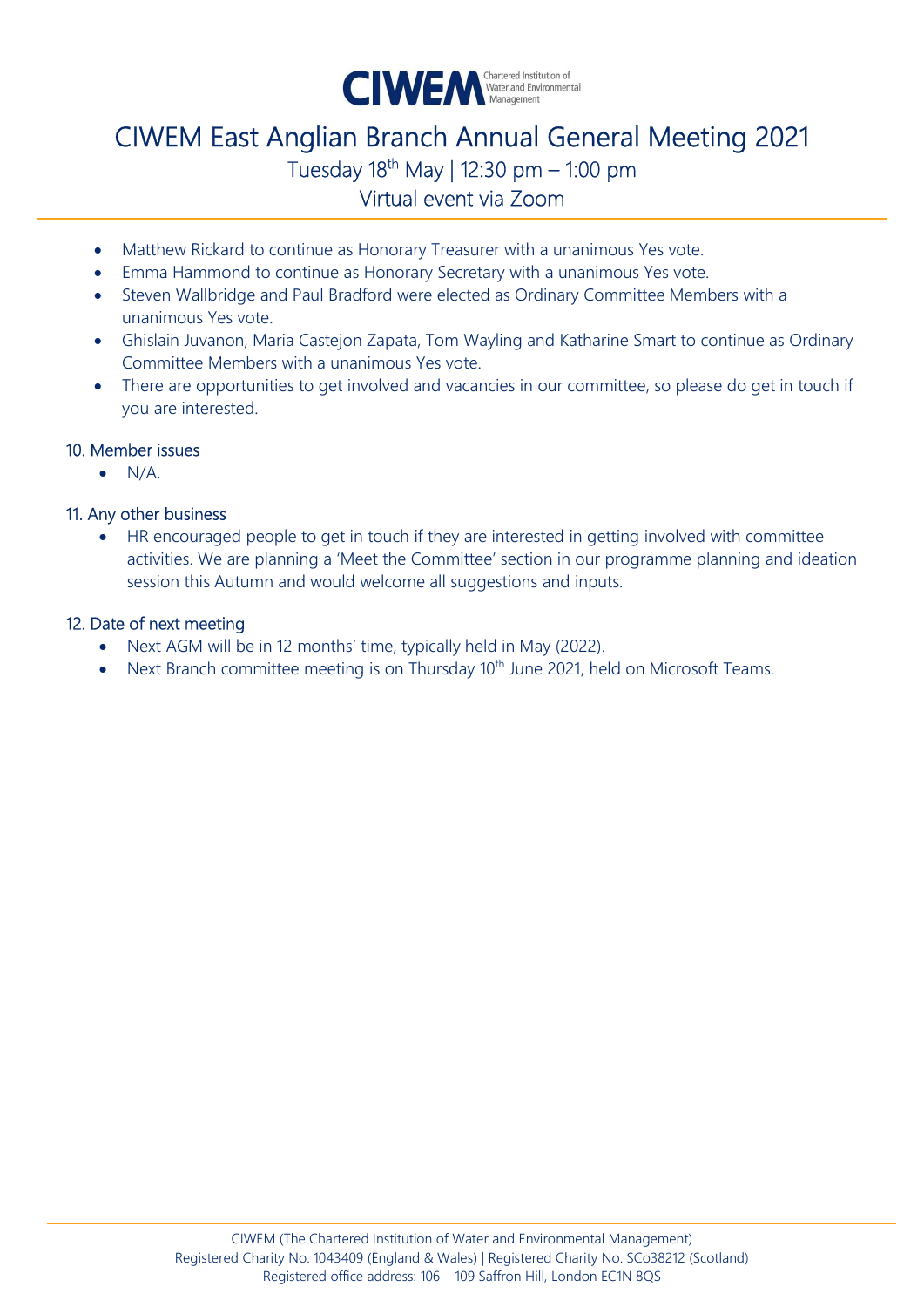# CIWEM East Anglian Branch Annual General Meeting 2021

Tuesday 18th May | 12:30 pm – 1:00 pm

Virtual event via Zoom

- Matthew Rickard to continue as Honorary Treasurer with a unanimous Yes vote.
- Emma Hammond to continue as Honorary Secretary with a unanimous Yes vote.
- Steven Wallbridge and Paul Bradford were elected as Ordinary Committee Members with a unanimous Yes vote.
- Ghislain Juvanon, Maria Castejon Zapata, Tom Wayling and Katharine Smart to continue as Ordinary Committee Members with a unanimous Yes vote.
- There are opportunities to get involved and vacancies in our committee, so please do get in touch if you are interested.

## 10. Member issues

- N/A.

## 11. Any other business

- HR encouraged people to get in touch if they are interested in getting involved with committee activities. We are planning a 'Meet the Committee' section in our programme planning and ideation session this Autumn and would welcome all suggestions and inputs.

## 12. Date of next meeting

- Next AGM will be in 12 months' time, typically held in May (2022).
- Next Branch committee meeting is on Thursday 10th June 2021, held on Microsoft Teams.

CIWEM (The Chartered Institution of Water and Environmental Management)
Registered Charity No. 1043409 (England & Wales) | Registered Charity No. SCo38212 (Scotland)
Registered office address: 106 – 109 Saffron Hill, London EC1N 8QS